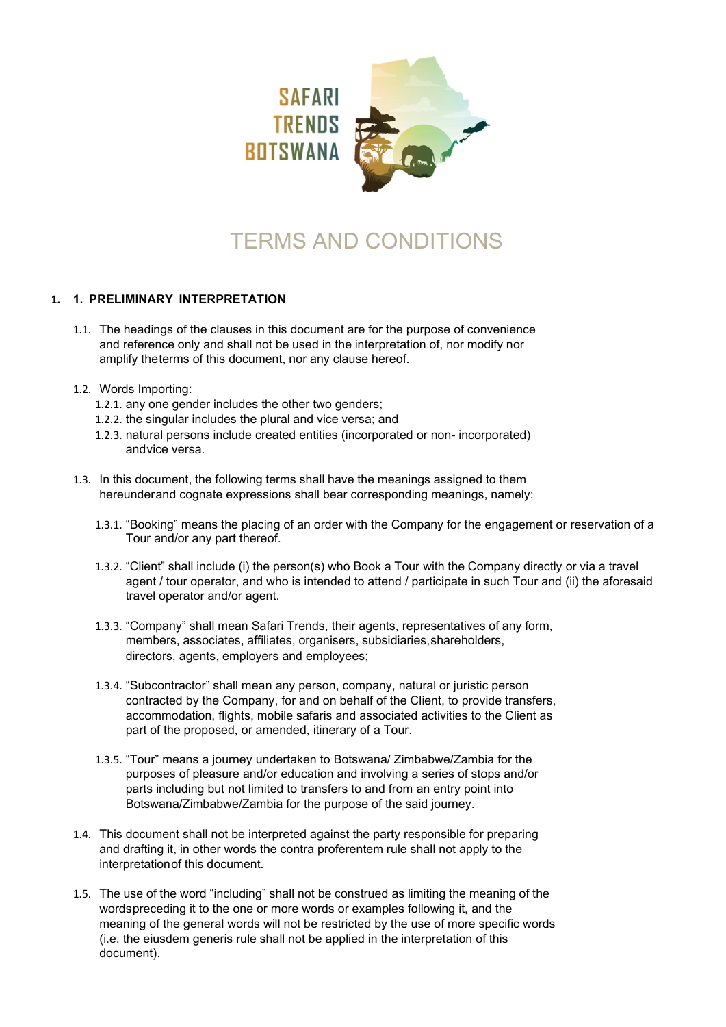SAFARI TRENDS BOTSWANA

# TERMS AND CONDITIONS

## 1. 1. PRELIMINARY INTERPRETATION

1.1. The headings of the clauses in this document are for the purpose of convenience and reference only and shall not be used in the interpretation of, nor modify nor amplify theterms of this document, nor any clause hereof.

1.2. Words Importing:

1.2.1. any one gender includes the other two genders;

1.2.2. the singular includes the plural and vice versa; and

1.2.3. natural persons include created entities (incorporated or non- incorporated) andvice versa.

1.3. In this document, the following terms shall have the meanings assigned to them hereunderand cognate expressions shall bear corresponding meanings, namely:

1.3.1. "Booking" means the placing of an order with the Company for the engagement or reservation of a Tour and/or any part thereof.

1.3.2. "Client" shall include (i) the person(s) who Book a Tour with the Company directly or via a travel agent / tour operator, and who is intended to attend / participate in such Tour and (ii) the aforesaid travel operator and/or agent.

1.3.3. "Company" shall mean Safari Trends, their agents, representatives of any form, members, associates, affiliates, organisers, subsidiaries,shareholders, directors, agents, employers and employees;

1.3.4. "Subcontractor" shall mean any person, company, natural or juristic person contracted by the Company, for and on behalf of the Client, to provide transfers, accommodation, flights, mobile safaris and associated activities to the Client as part of the proposed, or amended, itinerary of a Tour.

1.3.5. "Tour" means a journey undertaken to Botswana/ Zimbabwe/Zambia for the purposes of pleasure and/or education and involving a series of stops and/or parts including but not limited to transfers to and from an entry point into Botswana/Zimbabwe/Zambia for the purpose of the said journey.

1.4. This document shall not be interpreted against the party responsible for preparing and drafting it, in other words the contra proferentem rule shall not apply to the interpretationof this document.

1.5. The use of the word "including" shall not be construed as limiting the meaning of the wordspreceding it to the one or more words or examples following it, and the meaning of the general words will not be restricted by the use of more specific words (i.e. the eiusdem generis rule shall not be applied in the interpretation of this document).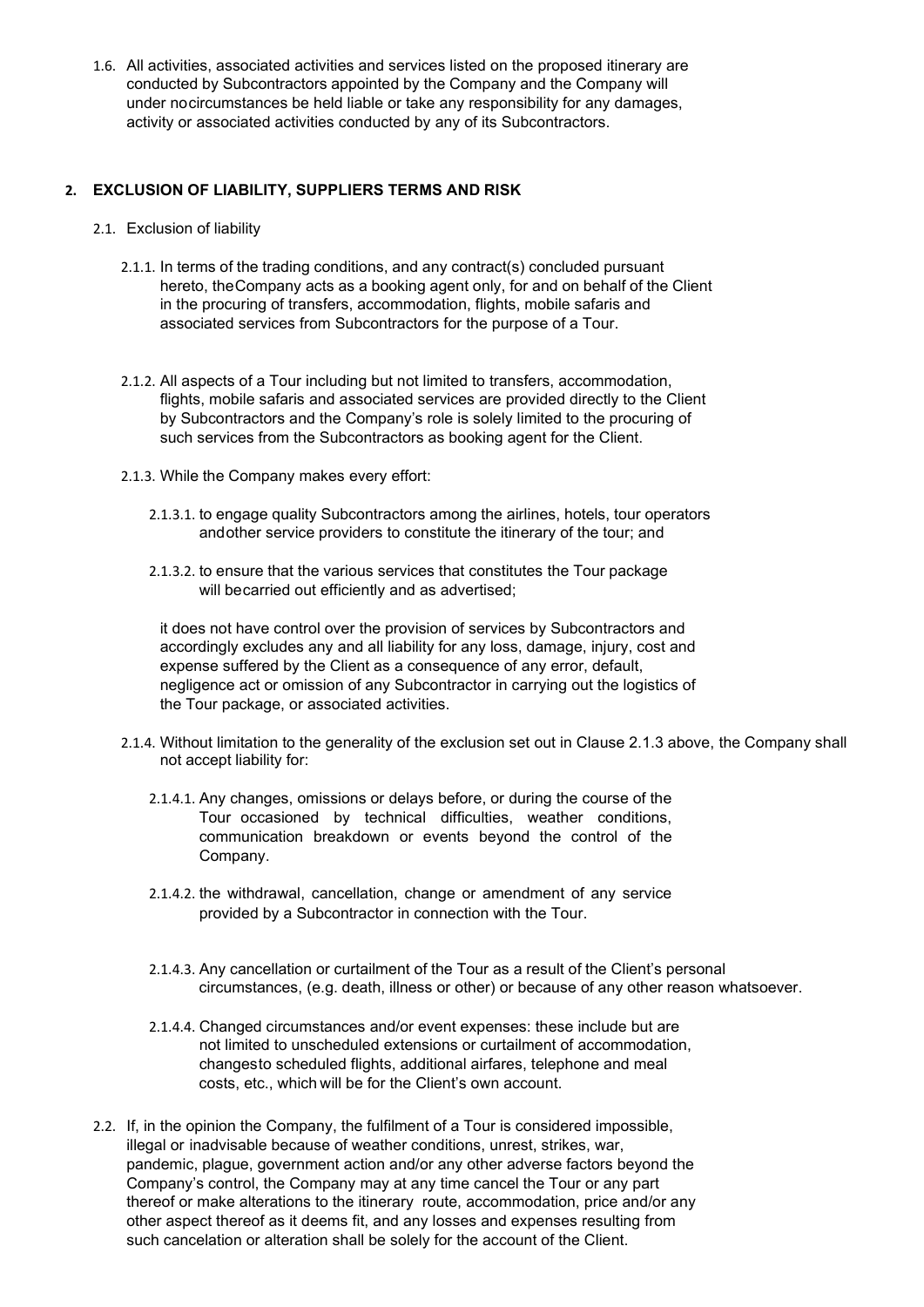1.6. All activities, associated activities and services listed on the proposed itinerary are conducted by Subcontractors appointed by the Company and the Company will under nocircumstances be held liable or take any responsibility for any damages, activity or associated activities conducted by any of its Subcontractors.

## 2. EXCLUSION OF LIABILITY, SUPPLIERS TERMS AND RISK

2.1. Exclusion of liability

2.1.1. In terms of the trading conditions, and any contract(s) concluded pursuant hereto, theCompany acts as a booking agent only, for and on behalf of the Client in the procuring of transfers, accommodation, flights, mobile safaris and associated services from Subcontractors for the purpose of a Tour.

2.1.2. All aspects of a Tour including but not limited to transfers, accommodation, flights, mobile safaris and associated services are provided directly to the Client by Subcontractors and the Company's role is solely limited to the procuring of such services from the Subcontractors as booking agent for the Client.

2.1.3. While the Company makes every effort:

2.1.3.1. to engage quality Subcontractors among the airlines, hotels, tour operators andother service providers to constitute the itinerary of the tour; and

2.1.3.2. to ensure that the various services that constitutes the Tour package will becarried out efficiently and as advertised;

it does not have control over the provision of services by Subcontractors and accordingly excludes any and all liability for any loss, damage, injury, cost and expense suffered by the Client as a consequence of any error, default, negligence act or omission of any Subcontractor in carrying out the logistics of the Tour package, or associated activities.

2.1.4. Without limitation to the generality of the exclusion set out in Clause 2.1.3 above, the Company shall not accept liability for:

2.1.4.1. Any changes, omissions or delays before, or during the course of the Tour occasioned by technical difficulties, weather conditions, communication breakdown or events beyond the control of the Company.

2.1.4.2. the withdrawal, cancellation, change or amendment of any service provided by a Subcontractor in connection with the Tour.

2.1.4.3. Any cancellation or curtailment of the Tour as a result of the Client's personal circumstances, (e.g. death, illness or other) or because of any other reason whatsoever.

2.1.4.4. Changed circumstances and/or event expenses: these include but are not limited to unscheduled extensions or curtailment of accommodation, changesto scheduled flights, additional airfares, telephone and meal costs, etc., which will be for the Client's own account.

2.2. If, in the opinion the Company, the fulfilment of a Tour is considered impossible, illegal or inadvisable because of weather conditions, unrest, strikes, war, pandemic, plague, government action and/or any other adverse factors beyond the Company's control, the Company may at any time cancel the Tour or any part thereof or make alterations to the itinerary route, accommodation, price and/or any other aspect thereof as it deems fit, and any losses and expenses resulting from such cancelation or alteration shall be solely for the account of the Client.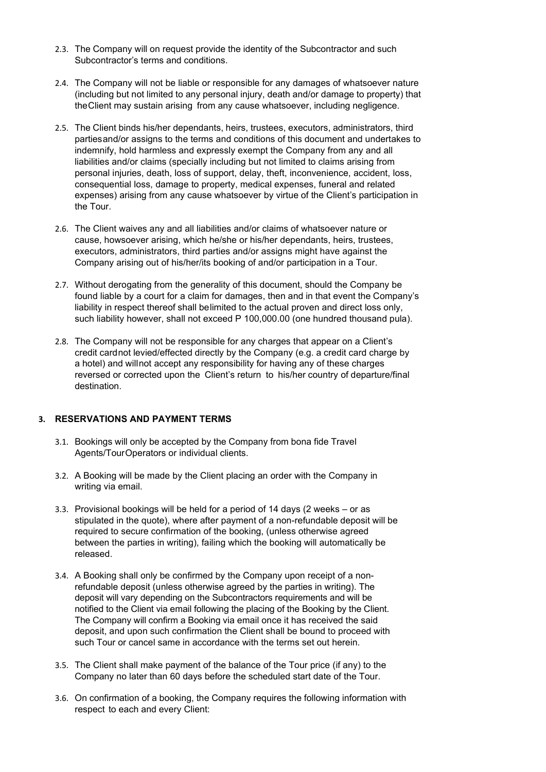2.3. The Company will on request provide the identity of the Subcontractor and such Subcontractor's terms and conditions.

2.4. The Company will not be liable or responsible for any damages of whatsoever nature (including but not limited to any personal injury, death and/or damage to property) that theClient may sustain arising from any cause whatsoever, including negligence.

2.5. The Client binds his/her dependants, heirs, trustees, executors, administrators, third partiesand/or assigns to the terms and conditions of this document and undertakes to indemnify, hold harmless and expressly exempt the Company from any and all liabilities and/or claims (specially including but not limited to claims arising from personal injuries, death, loss of support, delay, theft, inconvenience, accident, loss, consequential loss, damage to property, medical expenses, funeral and related expenses) arising from any cause whatsoever by virtue of the Client's participation in the Tour.

2.6. The Client waives any and all liabilities and/or claims of whatsoever nature or cause, howsoever arising, which he/she or his/her dependants, heirs, trustees, executors, administrators, third parties and/or assigns might have against the Company arising out of his/her/its booking of and/or participation in a Tour.

2.7. Without derogating from the generality of this document, should the Company be found liable by a court for a claim for damages, then and in that event the Company's liability in respect thereof shall belimited to the actual proven and direct loss only, such liability however, shall not exceed P 100,000.00 (one hundred thousand pula).

2.8. The Company will not be responsible for any charges that appear on a Client's credit cardnot levied/effected directly by the Company (e.g. a credit card charge by a hotel) and willnot accept any responsibility for having any of these charges reversed or corrected upon the Client's return to his/her country of departure/final destination.

## 3. RESERVATIONS AND PAYMENT TERMS

3.1. Bookings will only be accepted by the Company from bona fide Travel Agents/TourOperators or individual clients.

3.2. A Booking will be made by the Client placing an order with the Company in writing via email.

3.3. Provisional bookings will be held for a period of 14 days (2 weeks – or as stipulated in the quote), where after payment of a non-refundable deposit will be required to secure confirmation of the booking, (unless otherwise agreed between the parties in writing), failing which the booking will automatically be released.

3.4. A Booking shall only be confirmed by the Company upon receipt of a non-refundable deposit (unless otherwise agreed by the parties in writing). The deposit will vary depending on the Subcontractors requirements and will be notified to the Client via email following the placing of the Booking by the Client. The Company will confirm a Booking via email once it has received the said deposit, and upon such confirmation the Client shall be bound to proceed with such Tour or cancel same in accordance with the terms set out herein.

3.5. The Client shall make payment of the balance of the Tour price (if any) to the Company no later than 60 days before the scheduled start date of the Tour.

3.6. On confirmation of a booking, the Company requires the following information with respect to each and every Client: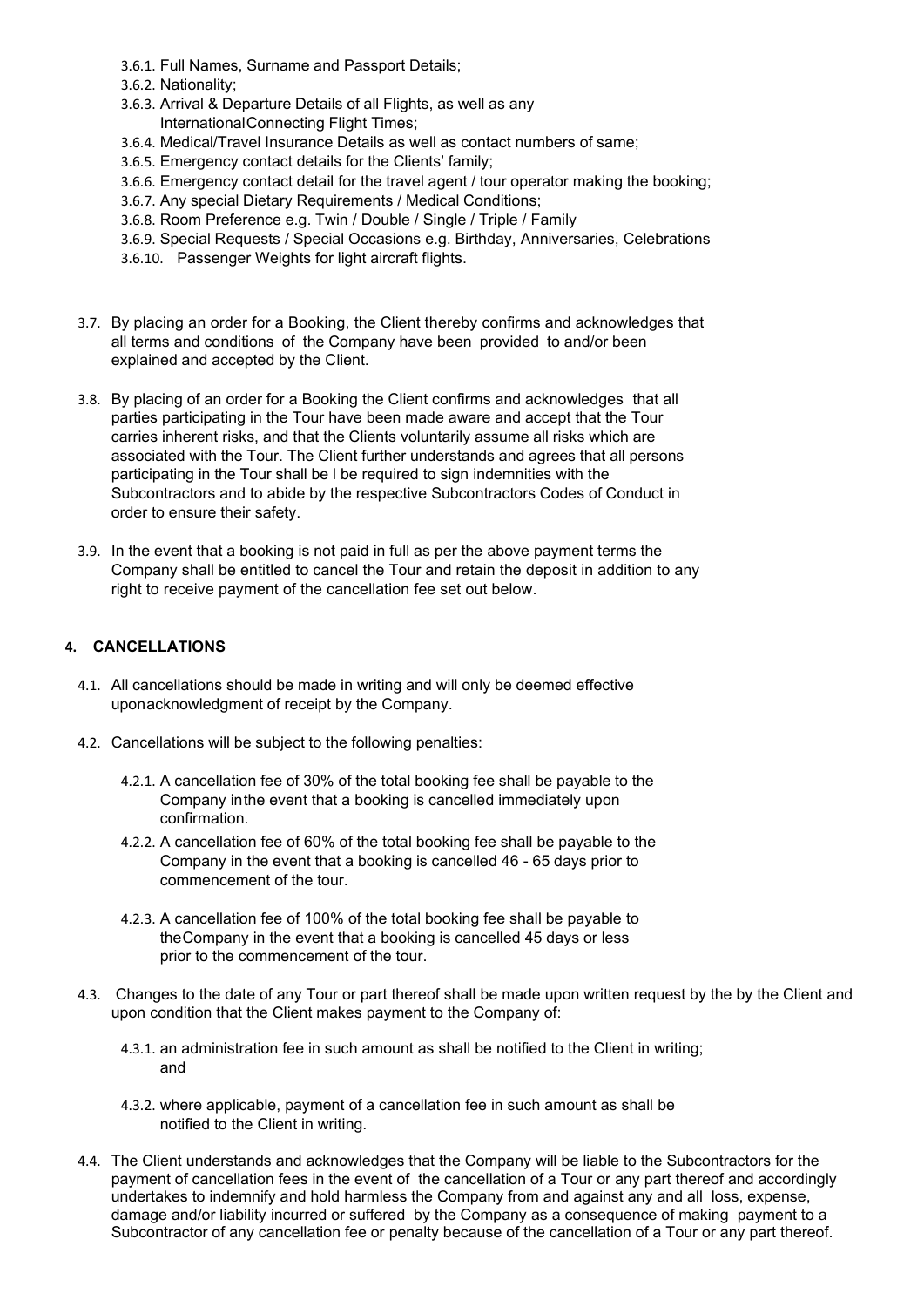- 3.6.1. Full Names, Surname and Passport Details;
- 3.6.2. Nationality;
- 3.6.3. Arrival & Departure Details of all Flights, as well as any InternationalConnecting Flight Times;
- 3.6.4. Medical/Travel Insurance Details as well as contact numbers of same;
- 3.6.5. Emergency contact details for the Clients' family;
- 3.6.6. Emergency contact detail for the travel agent / tour operator making the booking;
- 3.6.7. Any special Dietary Requirements / Medical Conditions;
- 3.6.8. Room Preference e.g. Twin / Double / Single / Triple / Family
- 3.6.9. Special Requests / Special Occasions e.g. Birthday, Anniversaries, Celebrations
- 3.6.10. Passenger Weights for light aircraft flights.

3.7. By placing an order for a Booking, the Client thereby confirms and acknowledges that all terms and conditions of the Company have been provided to and/or been explained and accepted by the Client.

3.8. By placing of an order for a Booking the Client confirms and acknowledges that all parties participating in the Tour have been made aware and accept that the Tour carries inherent risks, and that the Clients voluntarily assume all risks which are associated with the Tour. The Client further understands and agrees that all persons participating in the Tour shall be l be required to sign indemnities with the Subcontractors and to abide by the respective Subcontractors Codes of Conduct in order to ensure their safety.

3.9. In the event that a booking is not paid in full as per the above payment terms the Company shall be entitled to cancel the Tour and retain the deposit in addition to any right to receive payment of the cancellation fee set out below.

## 4. CANCELLATIONS

4.1. All cancellations should be made in writing and will only be deemed effective uponacknowledgment of receipt by the Company.

4.2. Cancellations will be subject to the following penalties:

- 4.2.1. A cancellation fee of 30% of the total booking fee shall be payable to the Company inthe event that a booking is cancelled immediately upon confirmation.
- 4.2.2. A cancellation fee of 60% of the total booking fee shall be payable to the Company in the event that a booking is cancelled 46 - 65 days prior to commencement of the tour.
- 4.2.3. A cancellation fee of 100% of the total booking fee shall be payable to theCompany in the event that a booking is cancelled 45 days or less prior to the commencement of the tour.

4.3. Changes to the date of any Tour or part thereof shall be made upon written request by the by the Client and upon condition that the Client makes payment to the Company of:

- 4.3.1. an administration fee in such amount as shall be notified to the Client in writing; and
- 4.3.2. where applicable, payment of a cancellation fee in such amount as shall be notified to the Client in writing.

4.4. The Client understands and acknowledges that the Company will be liable to the Subcontractors for the payment of cancellation fees in the event of the cancellation of a Tour or any part thereof and accordingly undertakes to indemnify and hold harmless the Company from and against any and all loss, expense, damage and/or liability incurred or suffered by the Company as a consequence of making payment to a Subcontractor of any cancellation fee or penalty because of the cancellation of a Tour or any part thereof.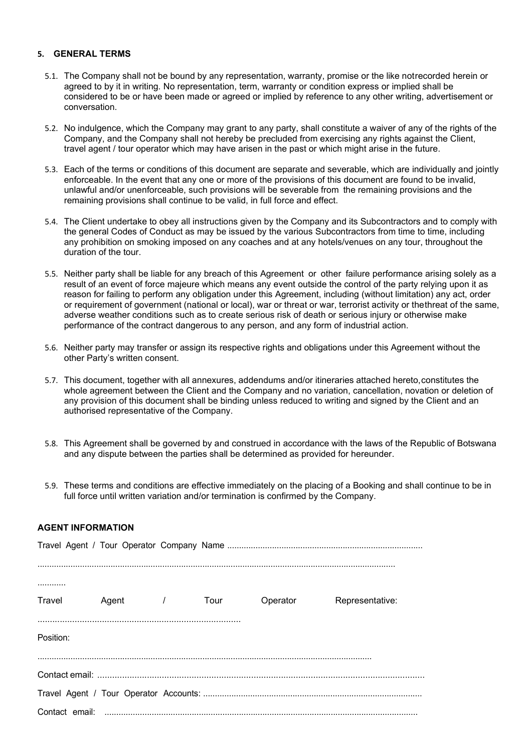## 5. GENERAL TERMS

5.1. The Company shall not be bound by any representation, warranty, promise or the like notrecorded herein or agreed to by it in writing. No representation, term, warranty or condition express or implied shall be considered to be or have been made or agreed or implied by reference to any other writing, advertisement or conversation.

5.2. No indulgence, which the Company may grant to any party, shall constitute a waiver of any of the rights of the Company, and the Company shall not hereby be precluded from exercising any rights against the Client, travel agent / tour operator which may have arisen in the past or which might arise in the future.

5.3. Each of the terms or conditions of this document are separate and severable, which are individually and jointly enforceable. In the event that any one or more of the provisions of this document are found to be invalid, unlawful and/or unenforceable, such provisions will be severable from the remaining provisions and the remaining provisions shall continue to be valid, in full force and effect.

5.4. The Client undertake to obey all instructions given by the Company and its Subcontractors and to comply with the general Codes of Conduct as may be issued by the various Subcontractors from time to time, including any prohibition on smoking imposed on any coaches and at any hotels/venues on any tour, throughout the duration of the tour.

5.5. Neither party shall be liable for any breach of this Agreement or other failure performance arising solely as a result of an event of force majeure which means any event outside the control of the party relying upon it as reason for failing to perform any obligation under this Agreement, including (without limitation) any act, order or requirement of government (national or local), war or threat or war, terrorist activity or thethreat of the same, adverse weather conditions such as to create serious risk of death or serious injury or otherwise make performance of the contract dangerous to any person, and any form of industrial action.

5.6. Neither party may transfer or assign its respective rights and obligations under this Agreement without the other Party's written consent.

5.7. This document, together with all annexures, addendums and/or itineraries attached hereto,constitutes the whole agreement between the Client and the Company and no variation, cancellation, novation or deletion of any provision of this document shall be binding unless reduced to writing and signed by the Client and an authorised representative of the Company.

5.8. This Agreement shall be governed by and construed in accordance with the laws of the Republic of Botswana and any dispute between the parties shall be determined as provided for hereunder.

5.9. These terms and conditions are effective immediately on the placing of a Booking and shall continue to be in full force until written variation and/or termination is confirmed by the Company.

### AGENT INFORMATION

Travel Agent / Tour Operator Company Name ..................................................................................

......................................................................................................................................................

............

Travel Agent / Tour Operator Representative:

..................................................................................

Position:

..............................................................................................................................................

Contact email: ....................................................................................................................................

Travel Agent / Tour Operator Accounts: ............................................................................................

Contact email: ...................................................................................................................................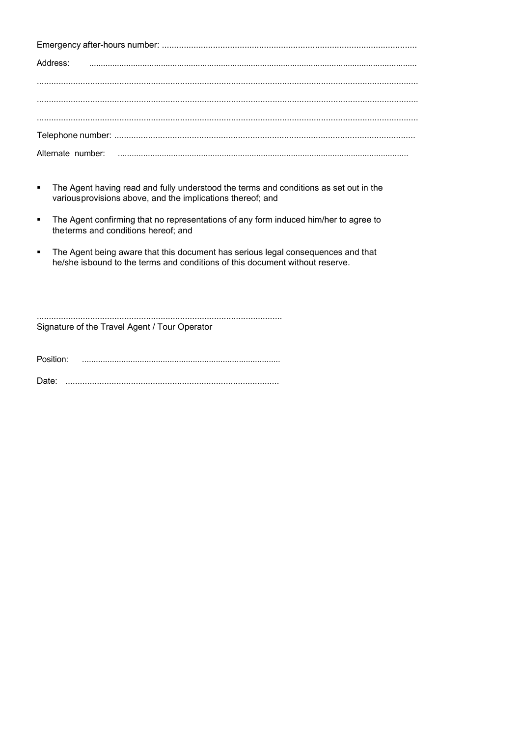Emergency after-hours number: ..........................................................................................................

Address: ..........................................................................................................................................

.............................................................................................................................................................

.............................................................................................................................................................

.............................................................................................................................................................

Telephone number: ............................................................................................................................

Alternate number: ............................................................................................................................

- The Agent having read and fully understood the terms and conditions as set out in the variousprovisions above, and the implications thereof; and
- The Agent confirming that no representations of any form induced him/her to agree to theterms and conditions hereof; and
- The Agent being aware that this document has serious legal consequences and that he/she isbound to the terms and conditions of this document without reserve.

.....................................................................................................

Signature of the Travel Agent / Tour Operator

Position: ....................................................................................

Date: .........................................................................................